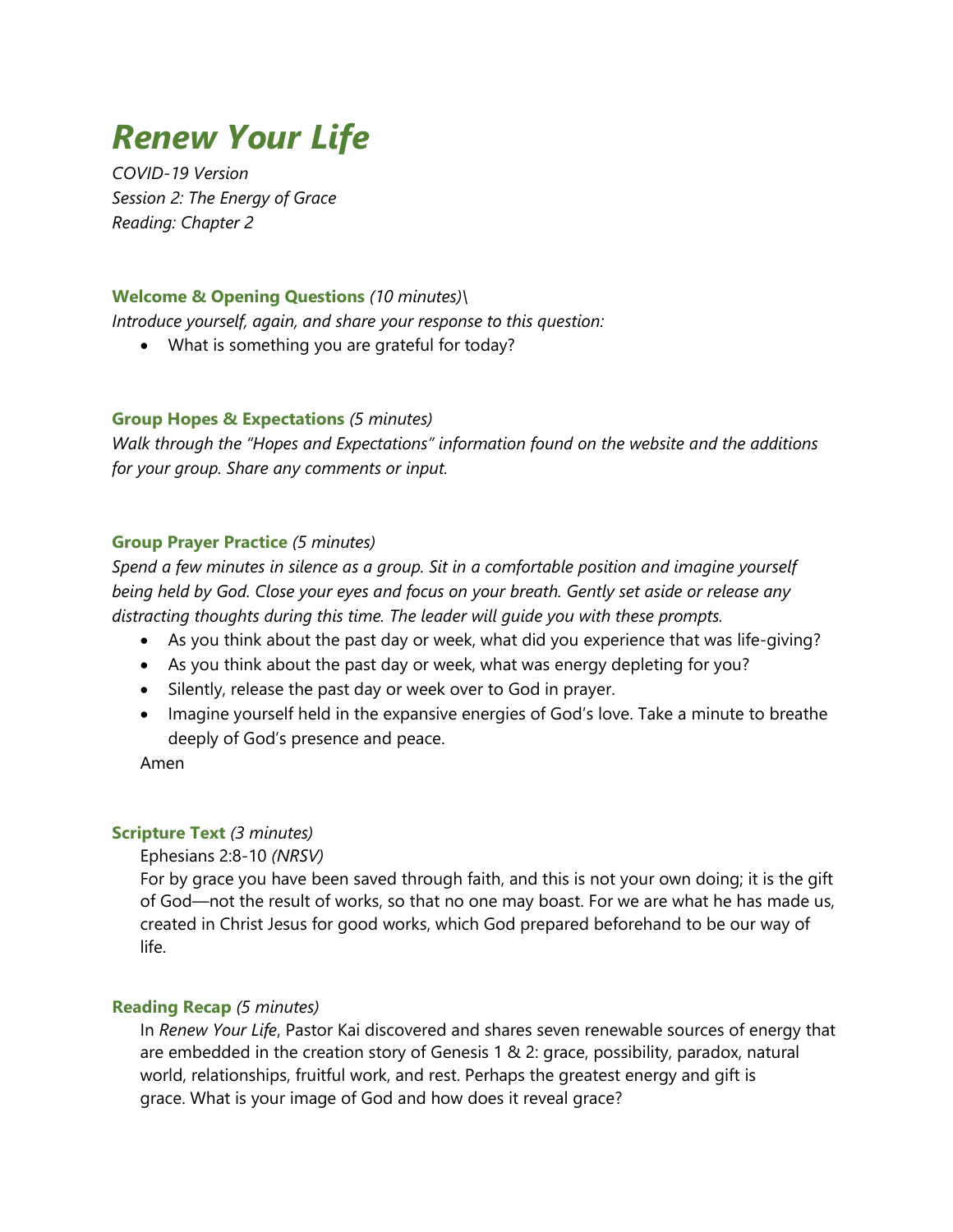# *Renew Your Life*

*COVID-19 Version*
*Session 2: The Energy of Grace*
*Reading: Chapter 2*

**Welcome & Opening Questions** *(10 minutes)\*
*Introduce yourself, again, and share your response to this question:*

- What is something you are grateful for today?

**Group Hopes & Expectations** *(5 minutes)*
*Walk through the "Hopes and Expectations" information found on the website and the additions for your group. Share any comments or input.*

**Group Prayer Practice** *(5 minutes)*
*Spend a few minutes in silence as a group. Sit in a comfortable position and imagine yourself being held by God. Close your eyes and focus on your breath. Gently set aside or release any distracting thoughts during this time. The leader will guide you with these prompts.*

- As you think about the past day or week, what did you experience that was life-giving?
- As you think about the past day or week, what was energy depleting for you?
- Silently, release the past day or week over to God in prayer.
- Imagine yourself held in the expansive energies of God's love. Take a minute to breathe deeply of God's presence and peace.

Amen

**Scripture Text** *(3 minutes)*

Ephesians 2:8-10 *(NRSV)*

For by grace you have been saved through faith, and this is not your own doing; it is the gift of God—not the result of works, so that no one may boast. For we are what he has made us, created in Christ Jesus for good works, which God prepared beforehand to be our way of life.

**Reading Recap** *(5 minutes)*

In *Renew Your Life*, Pastor Kai discovered and shares seven renewable sources of energy that are embedded in the creation story of Genesis 1 & 2: grace, possibility, paradox, natural world, relationships, fruitful work, and rest. Perhaps the greatest energy and gift is grace. What is your image of God and how does it reveal grace?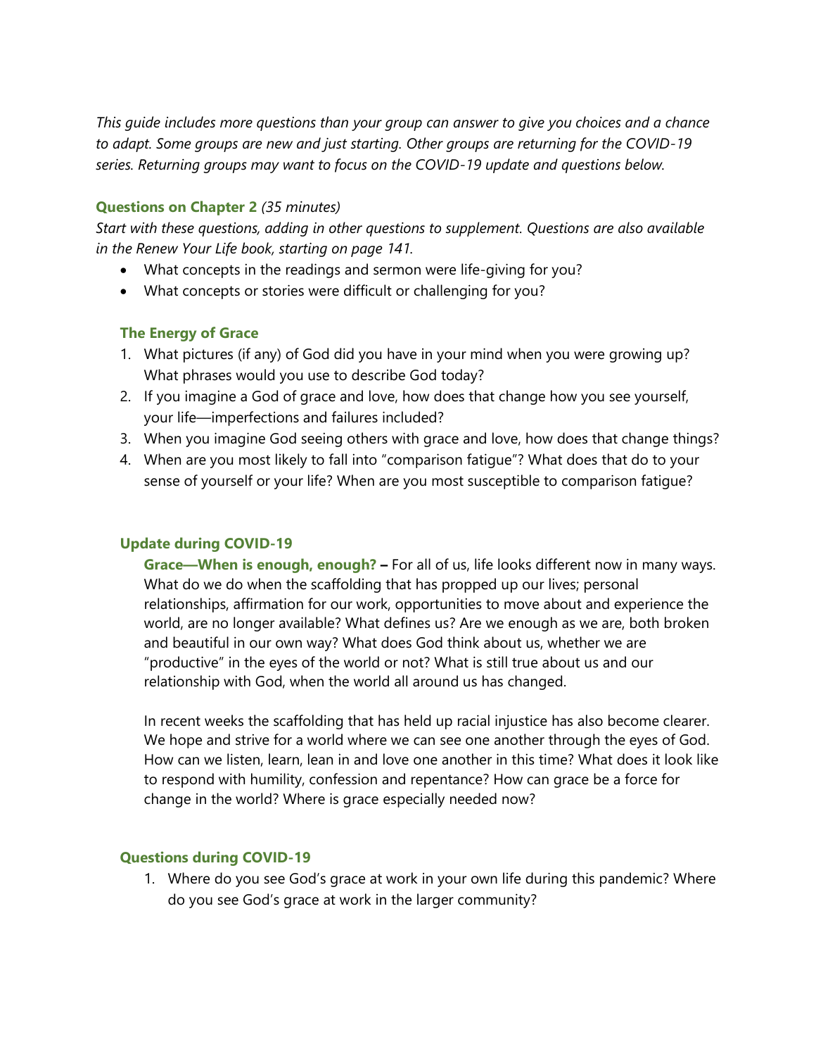*This guide includes more questions than your group can answer to give you choices and a chance to adapt. Some groups are new and just starting. Other groups are returning for the COVID-19 series. Returning groups may want to focus on the COVID-19 update and questions below.*

## Questions on Chapter 2 *(35 minutes)*

*Start with these questions, adding in other questions to supplement. Questions are also available in the Renew Your Life book, starting on page 141.*

- What concepts in the readings and sermon were life-giving for you?
- What concepts or stories were difficult or challenging for you?

### The Energy of Grace

1. What pictures (if any) of God did you have in your mind when you were growing up? What phrases would you use to describe God today?
2. If you imagine a God of grace and love, how does that change how you see yourself, your life—imperfections and failures included?
3. When you imagine God seeing others with grace and love, how does that change things?
4. When are you most likely to fall into "comparison fatigue"? What does that do to your sense of yourself or your life? When are you most susceptible to comparison fatigue?

### Update during COVID-19

**Grace—When is enough, enough? –** For all of us, life looks different now in many ways. What do we do when the scaffolding that has propped up our lives; personal relationships, affirmation for our work, opportunities to move about and experience the world, are no longer available? What defines us? Are we enough as we are, both broken and beautiful in our own way? What does God think about us, whether we are "productive" in the eyes of the world or not? What is still true about us and our relationship with God, when the world all around us has changed.

In recent weeks the scaffolding that has held up racial injustice has also become clearer. We hope and strive for a world where we can see one another through the eyes of God. How can we listen, learn, lean in and love one another in this time? What does it look like to respond with humility, confession and repentance? How can grace be a force for change in the world? Where is grace especially needed now?

### Questions during COVID-19

1. Where do you see God's grace at work in your own life during this pandemic? Where do you see God's grace at work in the larger community?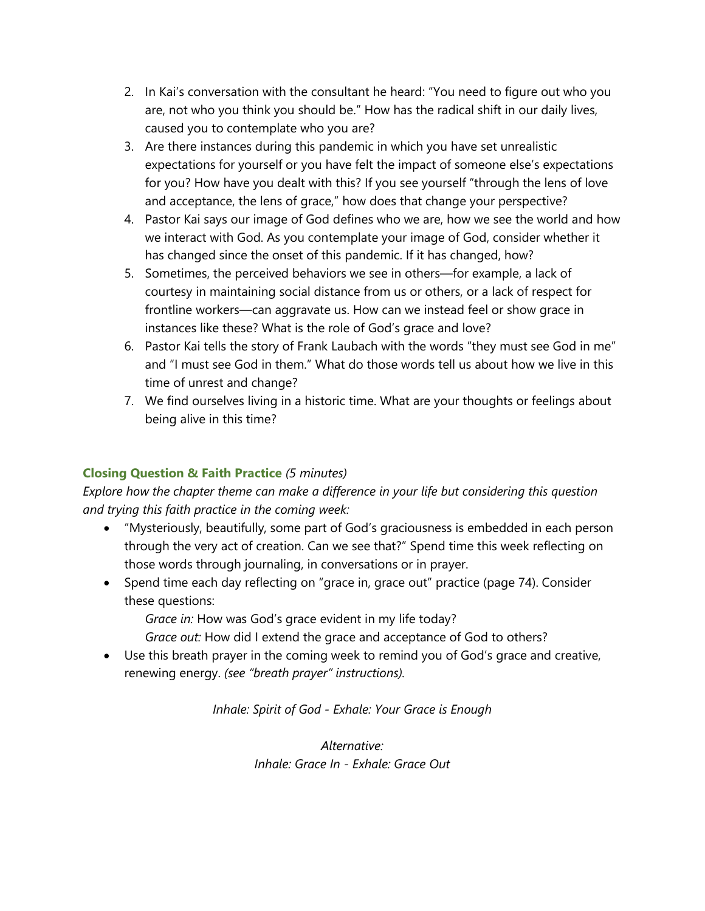2. In Kai's conversation with the consultant he heard: "You need to figure out who you are, not who you think you should be." How has the radical shift in our daily lives, caused you to contemplate who you are?
3. Are there instances during this pandemic in which you have set unrealistic expectations for yourself or you have felt the impact of someone else's expectations for you? How have you dealt with this? If you see yourself "through the lens of love and acceptance, the lens of grace," how does that change your perspective?
4. Pastor Kai says our image of God defines who we are, how we see the world and how we interact with God. As you contemplate your image of God, consider whether it has changed since the onset of this pandemic. If it has changed, how?
5. Sometimes, the perceived behaviors we see in others—for example, a lack of courtesy in maintaining social distance from us or others, or a lack of respect for frontline workers—can aggravate us. How can we instead feel or show grace in instances like these? What is the role of God's grace and love?
6. Pastor Kai tells the story of Frank Laubach with the words "they must see God in me" and "I must see God in them." What do those words tell us about how we live in this time of unrest and change?
7. We find ourselves living in a historic time. What are your thoughts or feelings about being alive in this time?

### Closing Question & Faith Practice *(5 minutes)*

*Explore how the chapter theme can make a difference in your life but considering this question and trying this faith practice in the coming week:*

- "Mysteriously, beautifully, some part of God's graciousness is embedded in each person through the very act of creation. Can we see that?" Spend time this week reflecting on those words through journaling, in conversations or in prayer.
- Spend time each day reflecting on "grace in, grace out" practice (page 74). Consider these questions:

  *Grace in:* How was God's grace evident in my life today?

  *Grace out:* How did I extend the grace and acceptance of God to others?
- Use this breath prayer in the coming week to remind you of God's grace and creative, renewing energy. *(see "breath prayer" instructions).*

*Inhale: Spirit of God - Exhale: Your Grace is Enough*

*Alternative:*
*Inhale: Grace In - Exhale: Grace Out*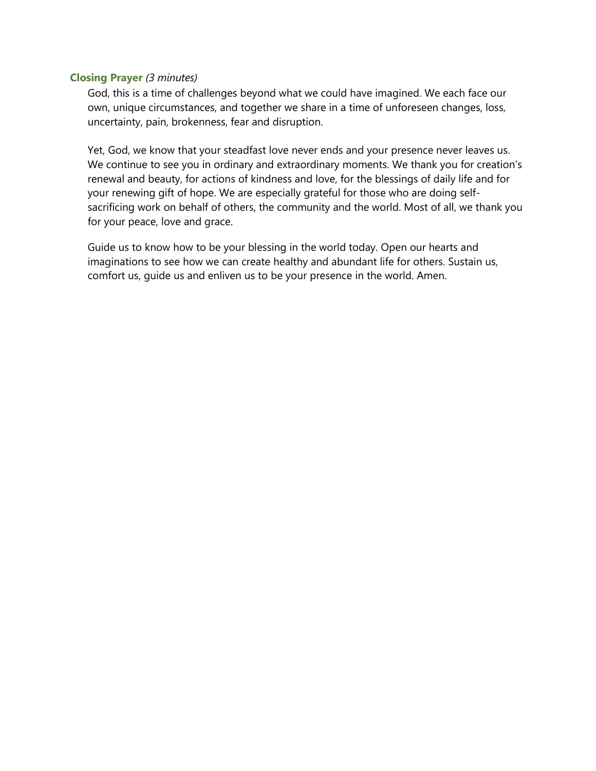**Closing Prayer** *(3 minutes)*

God, this is a time of challenges beyond what we could have imagined. We each face our own, unique circumstances, and together we share in a time of unforeseen changes, loss, uncertainty, pain, brokenness, fear and disruption.

Yet, God, we know that your steadfast love never ends and your presence never leaves us. We continue to see you in ordinary and extraordinary moments. We thank you for creation's renewal and beauty, for actions of kindness and love, for the blessings of daily life and for your renewing gift of hope. We are especially grateful for those who are doing self-sacrificing work on behalf of others, the community and the world. Most of all, we thank you for your peace, love and grace.

Guide us to know how to be your blessing in the world today. Open our hearts and imaginations to see how we can create healthy and abundant life for others. Sustain us, comfort us, guide us and enliven us to be your presence in the world. Amen.